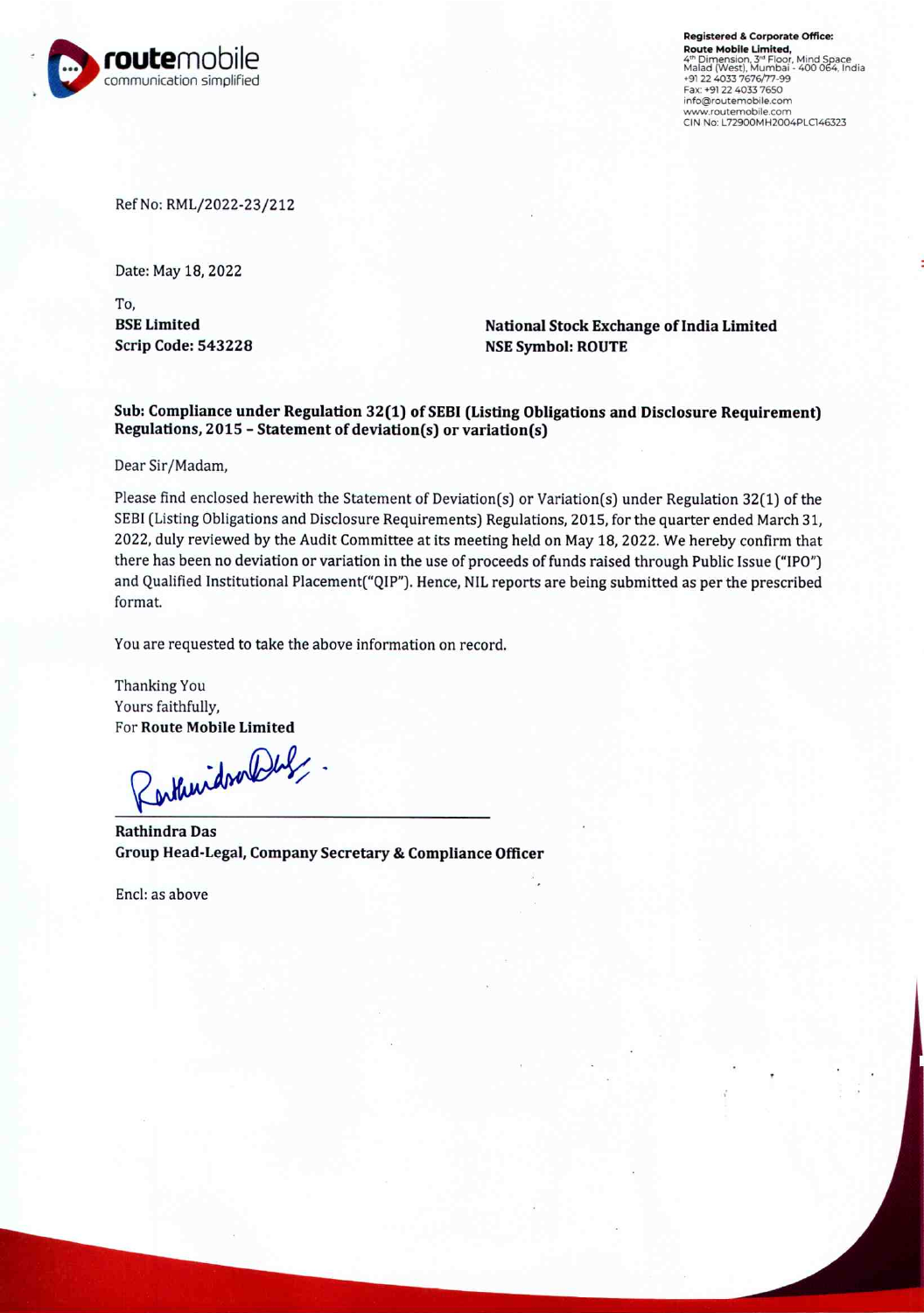**routemobile**
communication simplified

**Registered & Corporate Office:**
**Route Mobile Limited,**
4th Dimension, 3rd Floor, Mind Space
Malad (West), Mumbai - 400 064, India
+91 22 4033 7676/77-99
Fax: +91 22 4033 7650
info@routemobile.com
www.routemobile.com
CIN No: L72900MH2004PLC146323

Ref No: RML/2022-23/212

Date: May 18, 2022

To,
**BSE Limited**
**Scrip Code: 543228**

**National Stock Exchange of India Limited**
**NSE Symbol: ROUTE**

**Sub: Compliance under Regulation 32(1) of SEBI (Listing Obligations and Disclosure Requirement) Regulations, 2015 - Statement of deviation(s) or variation(s)**

Dear Sir/Madam,

Please find enclosed herewith the Statement of Deviation(s) or Variation(s) under Regulation 32(1) of the SEBI (Listing Obligations and Disclosure Requirements) Regulations, 2015, for the quarter ended March 31, 2022, duly reviewed by the Audit Committee at its meeting held on May 18, 2022. We hereby confirm that there has been no deviation or variation in the use of proceeds of funds raised through Public Issue ("IPO") and Qualified Institutional Placement("QIP"). Hence, NIL reports are being submitted as per the prescribed format.

You are requested to take the above information on record.

Thanking You
Yours faithfully,
For **Route Mobile Limited**

**Rathindra Das**
**Group Head-Legal, Company Secretary & Compliance Officer**

Encl: as above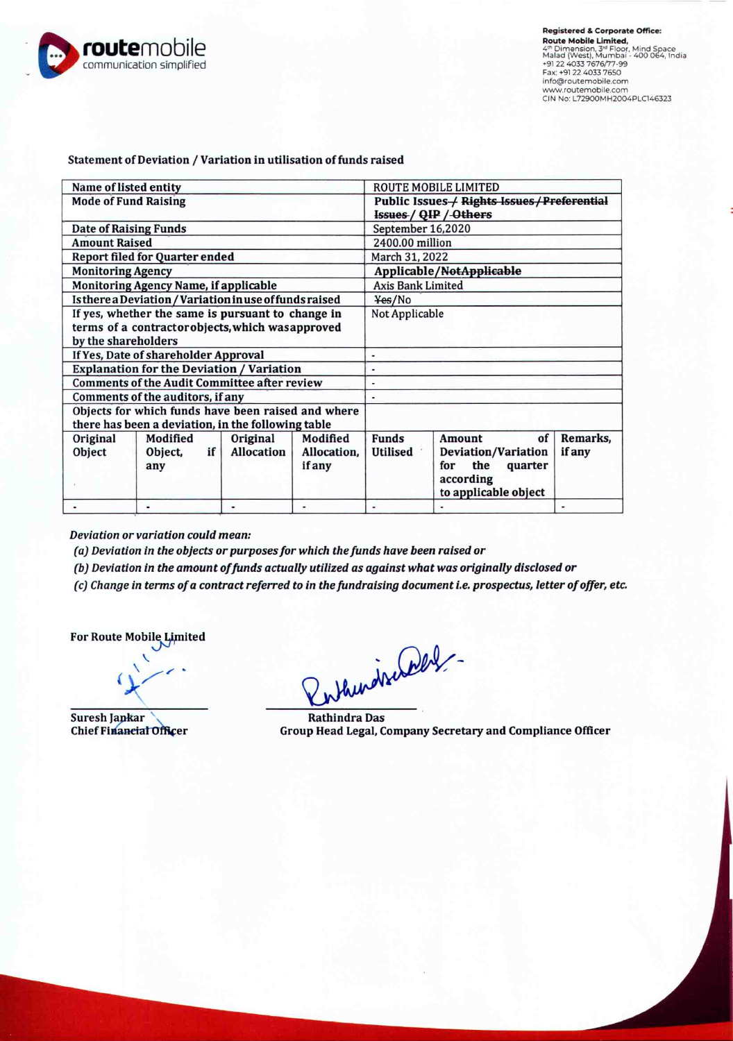**Registered & Corporate Office:**
**Route Mobile Limited,**
4th Dimension, 3rd Floor, Mind Space
Malad (West), Mumbai - 400 064, India
+91 22 4033 7676/77-99
Fax: +91 22 4033 7650
info@routemobile.com
www.routemobile.com
CIN No: L72900MH2004PLC146323

### Statement of Deviation / Variation in utilisation of funds raised

| | | | | | | |
|---|---|---|---|---|---|---|
| Name of listed entity | | | | ROUTE MOBILE LIMITED | | |
| Mode of Fund Raising | | | | Public Issues ~~/ Rights Issues / Preferential Issues~~ / QIP / ~~Others~~ | | |
| Date of Raising Funds | | | | September 16,2020 | | |
| Amount Raised | | | | 2400.00 million | | |
| Report filed for Quarter ended | | | | March 31, 2022 | | |
| Monitoring Agency | | | | Applicable/~~NotApplicable~~ | | |
| Monitoring Agency Name, if applicable | | | | Axis Bank Limited | | |
| Is there a Deviation / Variation in use of funds raised | | | | ~~Yes~~/No | | |
| If yes, whether the same is pursuant to change in terms of a contract or objects, which was approved by the shareholders | | | | Not Applicable | | |
| If Yes, Date of shareholder Approval | | | | - | | |
| Explanation for the Deviation / Variation | | | | - | | |
| Comments of the Audit Committee after review | | | | - | | |
| Comments of the auditors, if any | | | | - | | |
| Objects for which funds have been raised and where there has been a deviation, in the following table | | | | | | |
| Original Object | Modified Object, if any | Original Allocation | Modified Allocation, if any | Funds Utilised | Amount of Deviation/Variation for the quarter according to applicable object | Remarks, if any |
| - | - | - | - | - | - | - |

*Deviation or variation could mean:*

*(a) Deviation in the objects or purposes for which the funds have been raised or*

*(b) Deviation in the amount of funds actually utilized as against what was originally disclosed or*

*(c) Change in terms of a contract referred to in the fundraising document i.e. prospectus, letter of offer, etc.*

**For Route Mobile Limited**

**Suresh Jankar**
**Chief Financial Officer**

**Rathindra Das**
**Group Head Legal, Company Secretary and Compliance Officer**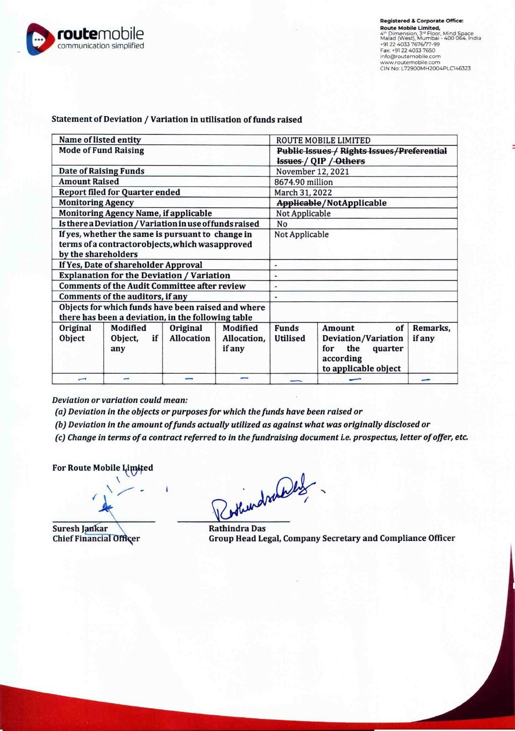Registered & Corporate Office:
**Route Mobile Limited,**
4th Dimension, 3rd Floor, Mind Space
Malad (West), Mumbai - 400 064, India
+91 22 4033 7676/77-99
Fax: +91 22 4033 7650
info@routemobile.com
www.routemobile.com
CIN No: L72900MH2004PLC146323

## Statement of Deviation / Variation in utilisation of funds raised

| | | | | | | |
|---|---|---|---|---|---|---|
| **Name of listed entity** | | | | ROUTE MOBILE LIMITED | | |
| **Mode of Fund Raising** | | | | ~~Public Issues / Rights Issues/Preferential Issues~~ / QIP / ~~Others~~ | | |
| **Date of Raising Funds** | | | | November 12, 2021 | | |
| **Amount Raised** | | | | 8674.90 million | | |
| **Report filed for Quarter ended** | | | | March 31, 2022 | | |
| **Monitoring Agency** | | | | ~~Applicable~~/NotApplicable | | |
| **Monitoring Agency Name, if applicable** | | | | Not Applicable | | |
| **Is there a Deviation / Variation in use of funds raised** | | | | No | | |
| **If yes, whether the same is pursuant to change in terms of a contract or objects, which was approved by the shareholders** | | | | Not Applicable | | |
| **If Yes, Date of shareholder Approval** | | | | - | | |
| **Explanation for the Deviation / Variation** | | | | - | | |
| **Comments of the Audit Committee after review** | | | | - | | |
| **Comments of the auditors, if any** | | | | - | | |
| **Objects for which funds have been raised and where there has been a deviation, in the following table** | | | | | | |
| **Original Object** | **Modified Object, if any** | **Original Allocation** | **Modified Allocation, if any** | **Funds Utilised** | **Amount of Deviation/Variation for the quarter according to applicable object** | **Remarks, if any** |
| — | — | — | — | — | — | — |

*Deviation or variation could mean:*

*(a) Deviation in the objects or purposes for which the funds have been raised or*

*(b) Deviation in the amount of funds actually utilized as against what was originally disclosed or*

*(c) Change in terms of a contract referred to in the fundraising document i.e. prospectus, letter of offer, etc.*

**For Route Mobile Limited**

**Suresh Jankar**
**Chief Financial Officer**

**Rathindra Das**
**Group Head Legal, Company Secretary and Compliance Officer**